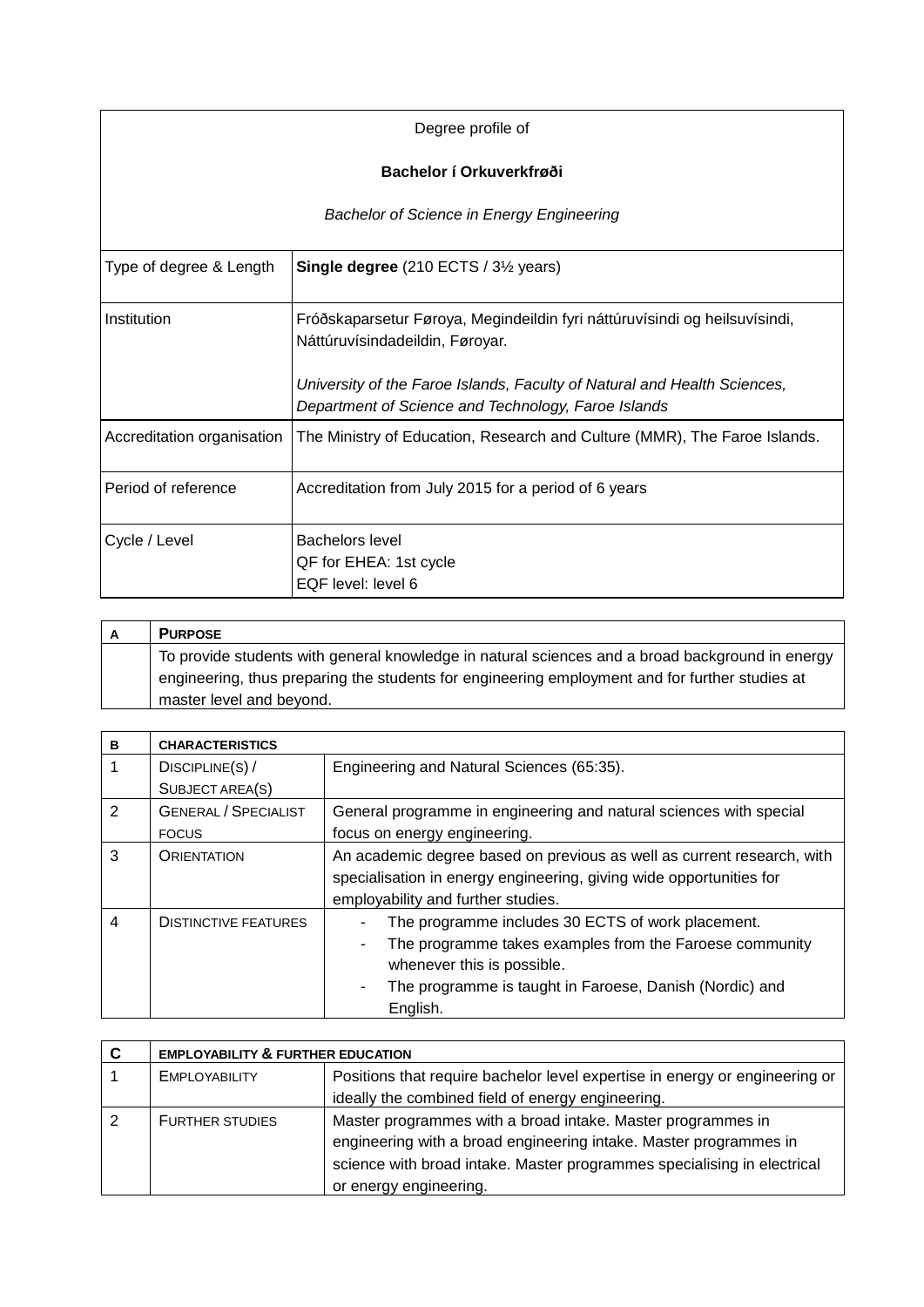| Degree profile of<br><br>**Bachelor í Orkuverkfrøði**<br><br>*Bachelor of Science in Energy Engineering* | |
|---|---|
| Type of degree & Length | **Single degree** (210 ECTS / 3½ years) |
| Institution | Fróðskaparsetur Føroya, Megindeildin fyri náttúruvísindi og heilsuvísindi, Náttúruvísindadeildin, Føroyar.<br><br>*University of the Faroe Islands, Faculty of Natural and Health Sciences, Department of Science and Technology, Faroe Islands* |
| Accreditation organisation | The Ministry of Education, Research and Culture (MMR), The Faroe Islands. |
| Period of reference | Accreditation from July 2015 for a period of 6 years |
| Cycle / Level | Bachelors level<br>QF for EHEA: 1st cycle<br>EQF level: level 6 |

| A | PURPOSE |
|---|---|
| | To provide students with general knowledge in natural sciences and a broad background in energy engineering, thus preparing the students for engineering employment and for further studies at master level and beyond. |

| B | CHARACTERISTICS | |
|---|---|---|
| 1 | DISCIPLINE(S) / SUBJECT AREA(S) | Engineering and Natural Sciences (65:35). |
| 2 | GENERAL / SPECIALIST FOCUS | General programme in engineering and natural sciences with special focus on energy engineering. |
| 3 | ORIENTATION | An academic degree based on previous as well as current research, with specialisation in energy engineering, giving wide opportunities for employability and further studies. |
| 4 | DISTINCTIVE FEATURES | - The programme includes 30 ECTS of work placement.<br>- The programme takes examples from the Faroese community whenever this is possible.<br>- The programme is taught in Faroese, Danish (Nordic) and English. |

| C | EMPLOYABILITY & FURTHER EDUCATION | |
|---|---|---|
| 1 | EMPLOYABILITY | Positions that require bachelor level expertise in energy or engineering or ideally the combined field of energy engineering. |
| 2 | FURTHER STUDIES | Master programmes with a broad intake. Master programmes in engineering with a broad engineering intake. Master programmes in science with broad intake. Master programmes specialising in electrical or energy engineering. |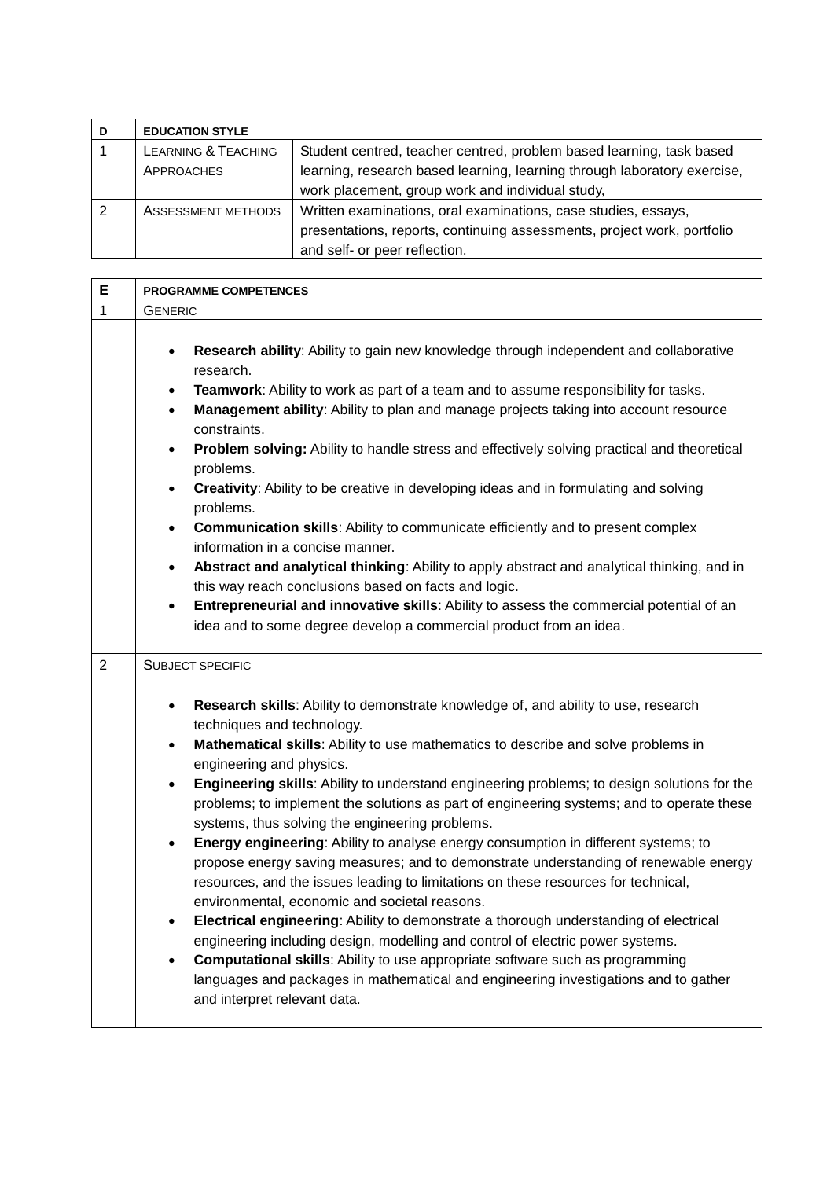| D | EDUCATION STYLE | |
|---|---|---|
| 1 | LEARNING & TEACHING APPROACHES | Student centred, teacher centred, problem based learning, task based learning, research based learning, learning through laboratory exercise, work placement, group work and individual study, |
| 2 | ASSESSMENT METHODS | Written examinations, oral examinations, case studies, essays, presentations, reports, continuing assessments, project work, portfolio and self- or peer reflection. |

| E | PROGRAMME COMPETENCES |
|---|---|
| 1 | GENERIC |

- **Research ability**: Ability to gain new knowledge through independent and collaborative research.
- **Teamwork**: Ability to work as part of a team and to assume responsibility for tasks.
- **Management ability**: Ability to plan and manage projects taking into account resource constraints.
- **Problem solving:** Ability to handle stress and effectively solving practical and theoretical problems.
- **Creativity**: Ability to be creative in developing ideas and in formulating and solving problems.
- **Communication skills**: Ability to communicate efficiently and to present complex information in a concise manner.
- **Abstract and analytical thinking**: Ability to apply abstract and analytical thinking, and in this way reach conclusions based on facts and logic.
- **Entrepreneurial and innovative skills**: Ability to assess the commercial potential of an idea and to some degree develop a commercial product from an idea.

| 2 | SUBJECT SPECIFIC |
|---|---|

- **Research skills**: Ability to demonstrate knowledge of, and ability to use, research techniques and technology.
- **Mathematical skills**: Ability to use mathematics to describe and solve problems in engineering and physics.
- **Engineering skills**: Ability to understand engineering problems; to design solutions for the problems; to implement the solutions as part of engineering systems; and to operate these systems, thus solving the engineering problems.
- **Energy engineering**: Ability to analyse energy consumption in different systems; to propose energy saving measures; and to demonstrate understanding of renewable energy resources, and the issues leading to limitations on these resources for technical, environmental, economic and societal reasons.
- **Electrical engineering**: Ability to demonstrate a thorough understanding of electrical engineering including design, modelling and control of electric power systems.
- **Computational skills**: Ability to use appropriate software such as programming languages and packages in mathematical and engineering investigations and to gather and interpret relevant data.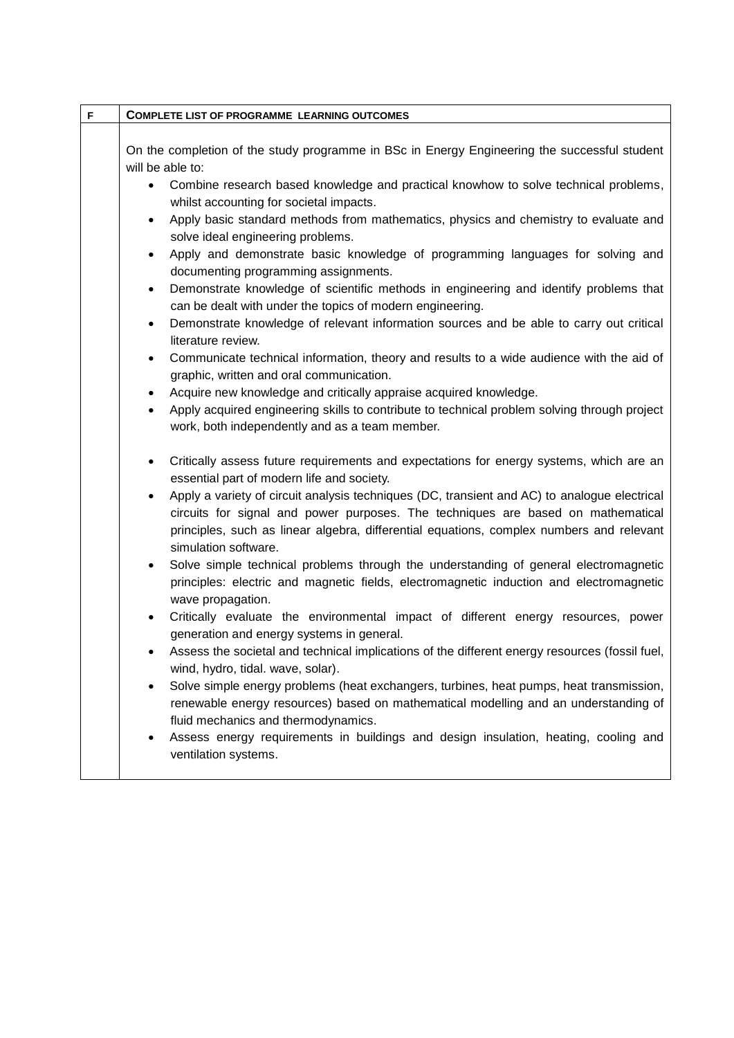| F | COMPLETE LIST OF PROGRAMME LEARNING OUTCOMES |
|---|---|
| | On the completion of the study programme in BSc in Energy Engineering the successful student will be able to:<br>• Combine research based knowledge and practical knowhow to solve technical problems, whilst accounting for societal impacts.<br>• Apply basic standard methods from mathematics, physics and chemistry to evaluate and solve ideal engineering problems.<br>• Apply and demonstrate basic knowledge of programming languages for solving and documenting programming assignments.<br>• Demonstrate knowledge of scientific methods in engineering and identify problems that can be dealt with under the topics of modern engineering.<br>• Demonstrate knowledge of relevant information sources and be able to carry out critical literature review.<br>• Communicate technical information, theory and results to a wide audience with the aid of graphic, written and oral communication.<br>• Acquire new knowledge and critically appraise acquired knowledge.<br>• Apply acquired engineering skills to contribute to technical problem solving through project work, both independently and as a team member.<br><br>• Critically assess future requirements and expectations for energy systems, which are an essential part of modern life and society.<br>• Apply a variety of circuit analysis techniques (DC, transient and AC) to analogue electrical circuits for signal and power purposes. The techniques are based on mathematical principles, such as linear algebra, differential equations, complex numbers and relevant simulation software.<br>• Solve simple technical problems through the understanding of general electromagnetic principles: electric and magnetic fields, electromagnetic induction and electromagnetic wave propagation.<br>• Critically evaluate the environmental impact of different energy resources, power generation and energy systems in general.<br>• Assess the societal and technical implications of the different energy resources (fossil fuel, wind, hydro, tidal. wave, solar).<br>• Solve simple energy problems (heat exchangers, turbines, heat pumps, heat transmission, renewable energy resources) based on mathematical modelling and an understanding of fluid mechanics and thermodynamics.<br>• Assess energy requirements in buildings and design insulation, heating, cooling and ventilation systems. |